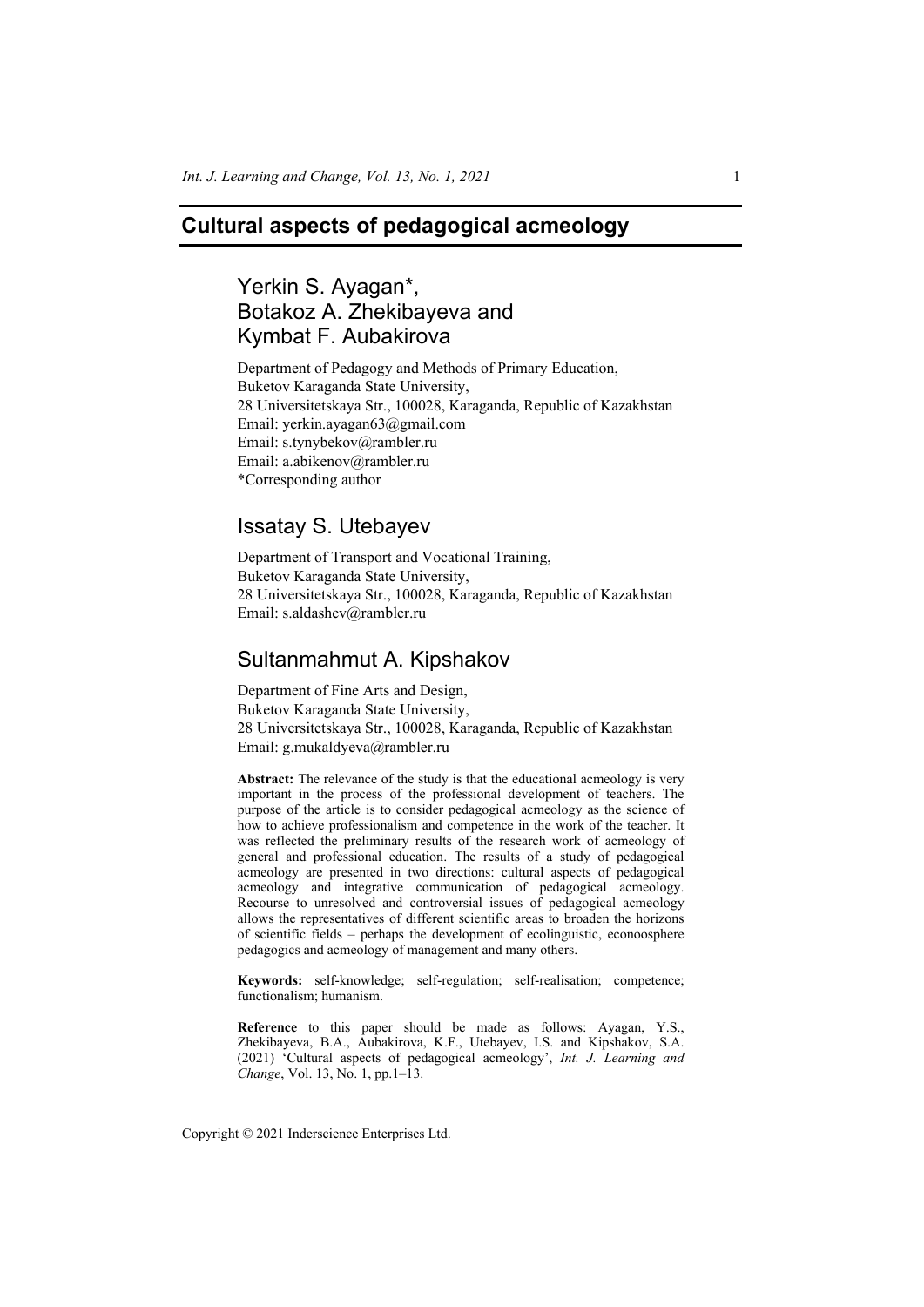# Cultural aspects of pedagogical acmeology

## Yerkin S. Ayagan*, Botakoz A. Zhekibayeva and Kymbat F. Aubakirova

Department of Pedagogy and Methods of Primary Education,
Buketov Karaganda State University,
28 Universitetskaya Str., 100028, Karaganda, Republic of Kazakhstan
Email: yerkin.ayagan63@gmail.com
Email: s.tynybekov@rambler.ru
Email: a.abikenov@rambler.ru
*Corresponding author

## Issatay S. Utebayev

Department of Transport and Vocational Training,
Buketov Karaganda State University,
28 Universitetskaya Str., 100028, Karaganda, Republic of Kazakhstan
Email: s.aldashev@rambler.ru

## Sultanmahmut A. Kipshakov

Department of Fine Arts and Design,
Buketov Karaganda State University,
28 Universitetskaya Str., 100028, Karaganda, Republic of Kazakhstan
Email: g.mukaldyeva@rambler.ru

**Abstract:** The relevance of the study is that the educational acmeology is very important in the process of the professional development of teachers. The purpose of the article is to consider pedagogical acmeology as the science of how to achieve professionalism and competence in the work of the teacher. It was reflected the preliminary results of the research work of acmeology of general and professional education. The results of a study of pedagogical acmeology are presented in two directions: cultural aspects of pedagogical acmeology and integrative communication of pedagogical acmeology. Recourse to unresolved and controversial issues of pedagogical acmeology allows the representatives of different scientific areas to broaden the horizons of scientific fields – perhaps the development of ecolinguistic, econoosphere pedagogics and acmeology of management and many others.

**Keywords:** self-knowledge; self-regulation; self-realisation; competence; functionalism; humanism.

**Reference** to this paper should be made as follows: Ayagan, Y.S., Zhekibayeva, B.A., Aubakirova, K.F., Utebayev, I.S. and Kipshakov, S.A. (2021) 'Cultural aspects of pedagogical acmeology', *Int. J. Learning and Change*, Vol. 13, No. 1, pp.1–13.

Copyright © 2021 Inderscience Enterprises Ltd.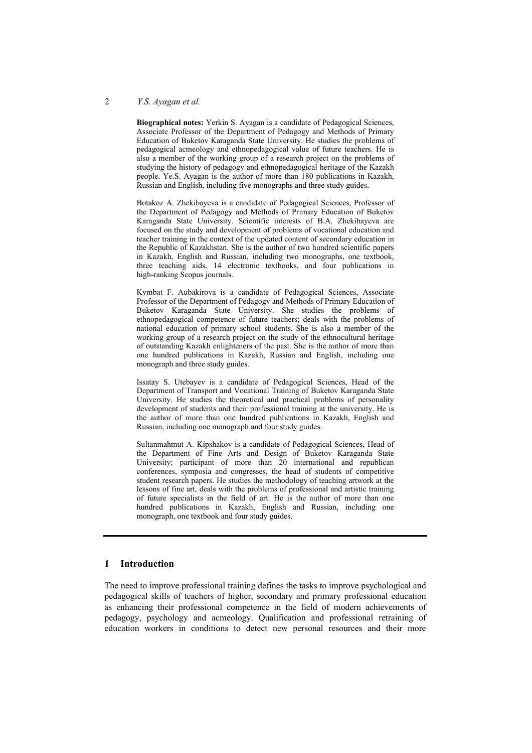**Biographical notes:** Yerkin S. Ayagan is a candidate of Pedagogical Sciences, Associate Professor of the Department of Pedagogy and Methods of Primary Education of Buketov Karaganda State University. He studies the problems of pedagogical acmeology and ethnopedagogical value of future teachers. He is also a member of the working group of a research project on the problems of studying the history of pedagogy and ethnopedagogical heritage of the Kazakh people. Ye.S. Ayagan is the author of more than 180 publications in Kazakh, Russian and English, including five monographs and three study guides.

Botakoz A. Zhekibayeva is a candidate of Pedagogical Sciences, Professor of the Department of Pedagogy and Methods of Primary Education of Buketov Karaganda State University. Scientific interests of B.A. Zhekibayeva are focused on the study and development of problems of vocational education and teacher training in the context of the updated content of secondary education in the Republic of Kazakhstan. She is the author of two hundred scientific papers in Kazakh, English and Russian, including two monographs, one textbook, three teaching aids, 14 electronic textbooks, and four publications in high-ranking Scopus journals.

Kymbat F. Aubakirova is a candidate of Pedagogical Sciences, Associate Professor of the Department of Pedagogy and Methods of Primary Education of Buketov Karaganda State University. She studies the problems of ethnopedagogical competence of future teachers; deals with the problems of national education of primary school students. She is also a member of the working group of a research project on the study of the ethnocultural heritage of outstanding Kazakh enlighteners of the past. She is the author of more than one hundred publications in Kazakh, Russian and English, including one monograph and three study guides.

Issatay S. Utebayev is a candidate of Pedagogical Sciences, Head of the Department of Transport and Vocational Training of Buketov Karaganda State University. He studies the theoretical and practical problems of personality development of students and their professional training at the university. He is the author of more than one hundred publications in Kazakh, English and Russian, including one monograph and four study guides.

Sultanmahmut A. Kipshakov is a candidate of Pedagogical Sciences, Head of the Department of Fine Arts and Design of Buketov Karaganda State University; participant of more than 20 international and republican conferences, symposia and congresses, the head of students of competitive student research papers. He studies the methodology of teaching artwork at the lessons of fine art, deals with the problems of professional and artistic training of future specialists in the field of art. He is the author of more than one hundred publications in Kazakh, English and Russian, including one monograph, one textbook and four study guides.

## 1 Introduction

The need to improve professional training defines the tasks to improve psychological and pedagogical skills of teachers of higher, secondary and primary professional education as enhancing their professional competence in the field of modern achievements of pedagogy, psychology and acmeology. Qualification and professional retraining of education workers in conditions to detect new personal resources and their more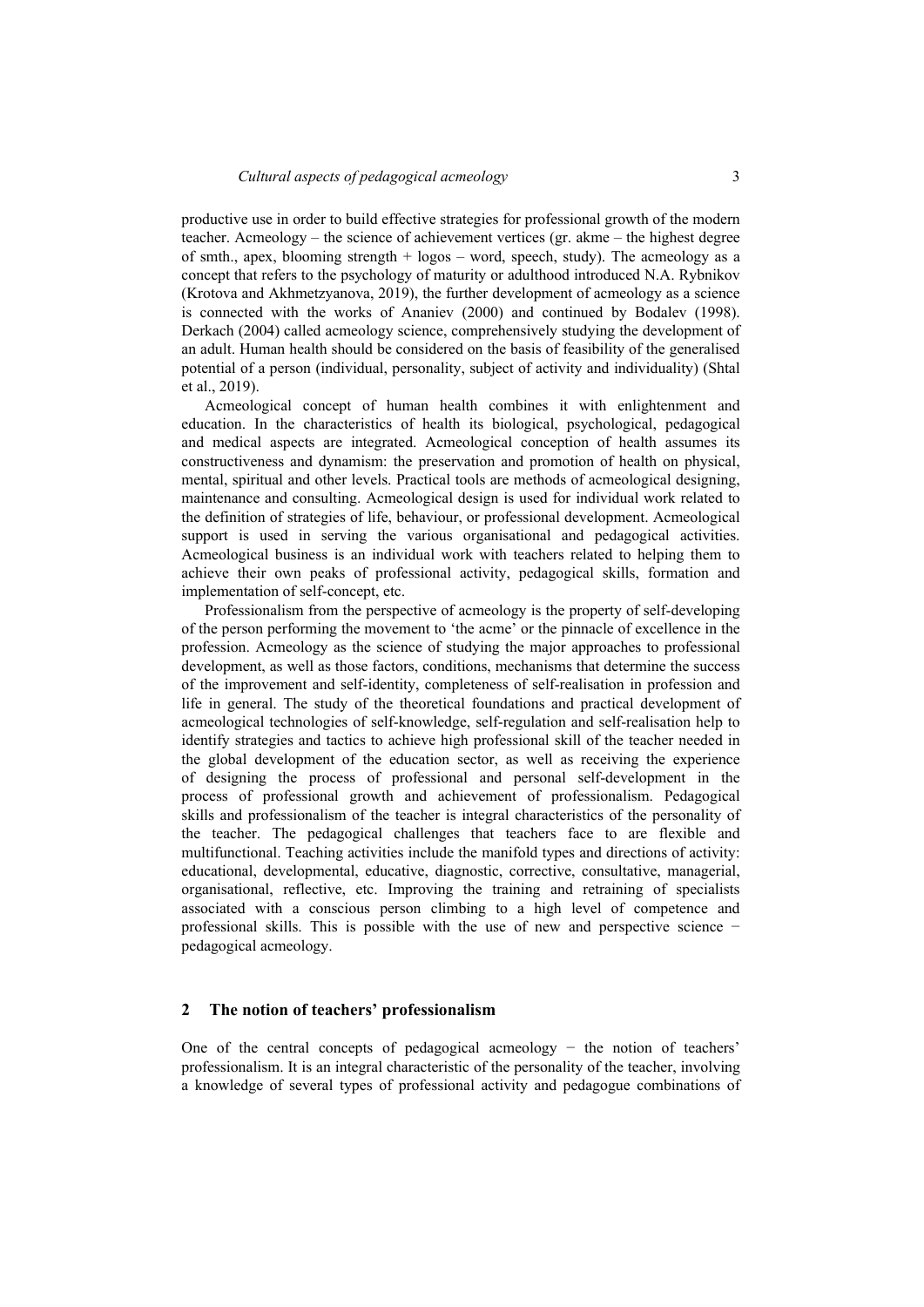productive use in order to build effective strategies for professional growth of the modern teacher. Acmeology – the science of achievement vertices (gr. akme – the highest degree of smth., apex, blooming strength + logos – word, speech, study). The acmeology as a concept that refers to the psychology of maturity or adulthood introduced N.A. Rybnikov (Krotova and Akhmetzyanova, 2019), the further development of acmeology as a science is connected with the works of Ananiev (2000) and continued by Bodalev (1998). Derkach (2004) called acmeology science, comprehensively studying the development of an adult. Human health should be considered on the basis of feasibility of the generalised potential of a person (individual, personality, subject of activity and individuality) (Shtal et al., 2019).

Acmeological concept of human health combines it with enlightenment and education. In the characteristics of health its biological, psychological, pedagogical and medical aspects are integrated. Acmeological conception of health assumes its constructiveness and dynamism: the preservation and promotion of health on physical, mental, spiritual and other levels. Practical tools are methods of acmeological designing, maintenance and consulting. Acmeological design is used for individual work related to the definition of strategies of life, behaviour, or professional development. Acmeological support is used in serving the various organisational and pedagogical activities. Acmeological business is an individual work with teachers related to helping them to achieve their own peaks of professional activity, pedagogical skills, formation and implementation of self-concept, etc.

Professionalism from the perspective of acmeology is the property of self-developing of the person performing the movement to 'the acme' or the pinnacle of excellence in the profession. Acmeology as the science of studying the major approaches to professional development, as well as those factors, conditions, mechanisms that determine the success of the improvement and self-identity, completeness of self-realisation in profession and life in general. The study of the theoretical foundations and practical development of acmeological technologies of self-knowledge, self-regulation and self-realisation help to identify strategies and tactics to achieve high professional skill of the teacher needed in the global development of the education sector, as well as receiving the experience of designing the process of professional and personal self-development in the process of professional growth and achievement of professionalism. Pedagogical skills and professionalism of the teacher is integral characteristics of the personality of the teacher. The pedagogical challenges that teachers face to are flexible and multifunctional. Teaching activities include the manifold types and directions of activity: educational, developmental, educative, diagnostic, corrective, consultative, managerial, organisational, reflective, etc. Improving the training and retraining of specialists associated with a conscious person climbing to a high level of competence and professional skills. This is possible with the use of new and perspective science − pedagogical acmeology.

## 2 The notion of teachers' professionalism

One of the central concepts of pedagogical acmeology − the notion of teachers' professionalism. It is an integral characteristic of the personality of the teacher, involving a knowledge of several types of professional activity and pedagogue combinations of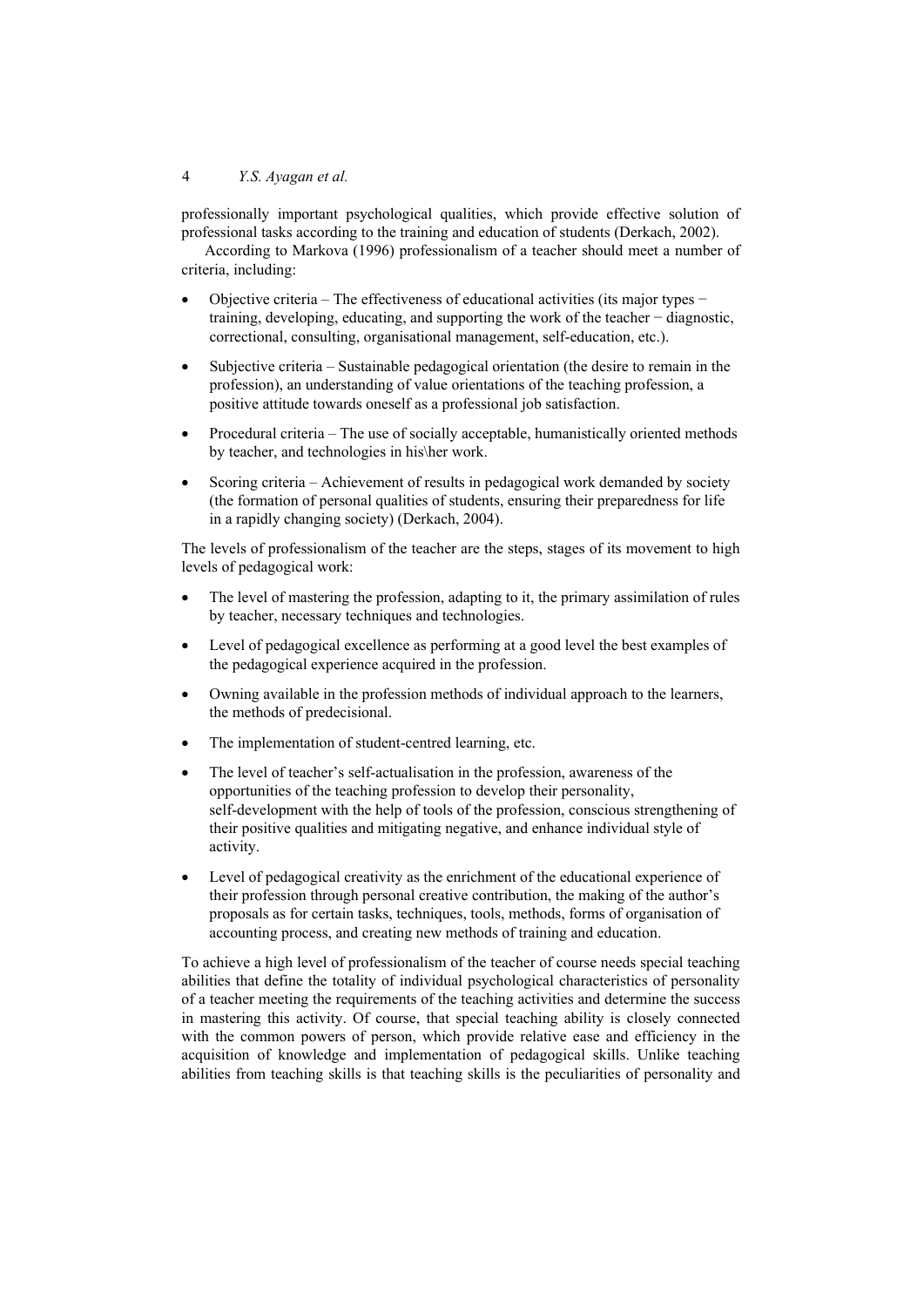professionally important psychological qualities, which provide effective solution of professional tasks according to the training and education of students (Derkach, 2002).

According to Markova (1996) professionalism of a teacher should meet a number of criteria, including:

- Objective criteria – The effectiveness of educational activities (its major types − training, developing, educating, and supporting the work of the teacher − diagnostic, correctional, consulting, organisational management, self-education, etc.).
- Subjective criteria – Sustainable pedagogical orientation (the desire to remain in the profession), an understanding of value orientations of the teaching profession, a positive attitude towards oneself as a professional job satisfaction.
- Procedural criteria – The use of socially acceptable, humanistically oriented methods by teacher, and technologies in his\her work.
- Scoring criteria – Achievement of results in pedagogical work demanded by society (the formation of personal qualities of students, ensuring their preparedness for life in a rapidly changing society) (Derkach, 2004).

The levels of professionalism of the teacher are the steps, stages of its movement to high levels of pedagogical work:

- The level of mastering the profession, adapting to it, the primary assimilation of rules by teacher, necessary techniques and technologies.
- Level of pedagogical excellence as performing at a good level the best examples of the pedagogical experience acquired in the profession.
- Owning available in the profession methods of individual approach to the learners, the methods of predecisional.
- The implementation of student-centred learning, etc.
- The level of teacher's self-actualisation in the profession, awareness of the opportunities of the teaching profession to develop their personality, self-development with the help of tools of the profession, conscious strengthening of their positive qualities and mitigating negative, and enhance individual style of activity.
- Level of pedagogical creativity as the enrichment of the educational experience of their profession through personal creative contribution, the making of the author's proposals as for certain tasks, techniques, tools, methods, forms of organisation of accounting process, and creating new methods of training and education.

To achieve a high level of professionalism of the teacher of course needs special teaching abilities that define the totality of individual psychological characteristics of personality of a teacher meeting the requirements of the teaching activities and determine the success in mastering this activity. Of course, that special teaching ability is closely connected with the common powers of person, which provide relative ease and efficiency in the acquisition of knowledge and implementation of pedagogical skills. Unlike teaching abilities from teaching skills is that teaching skills is the peculiarities of personality and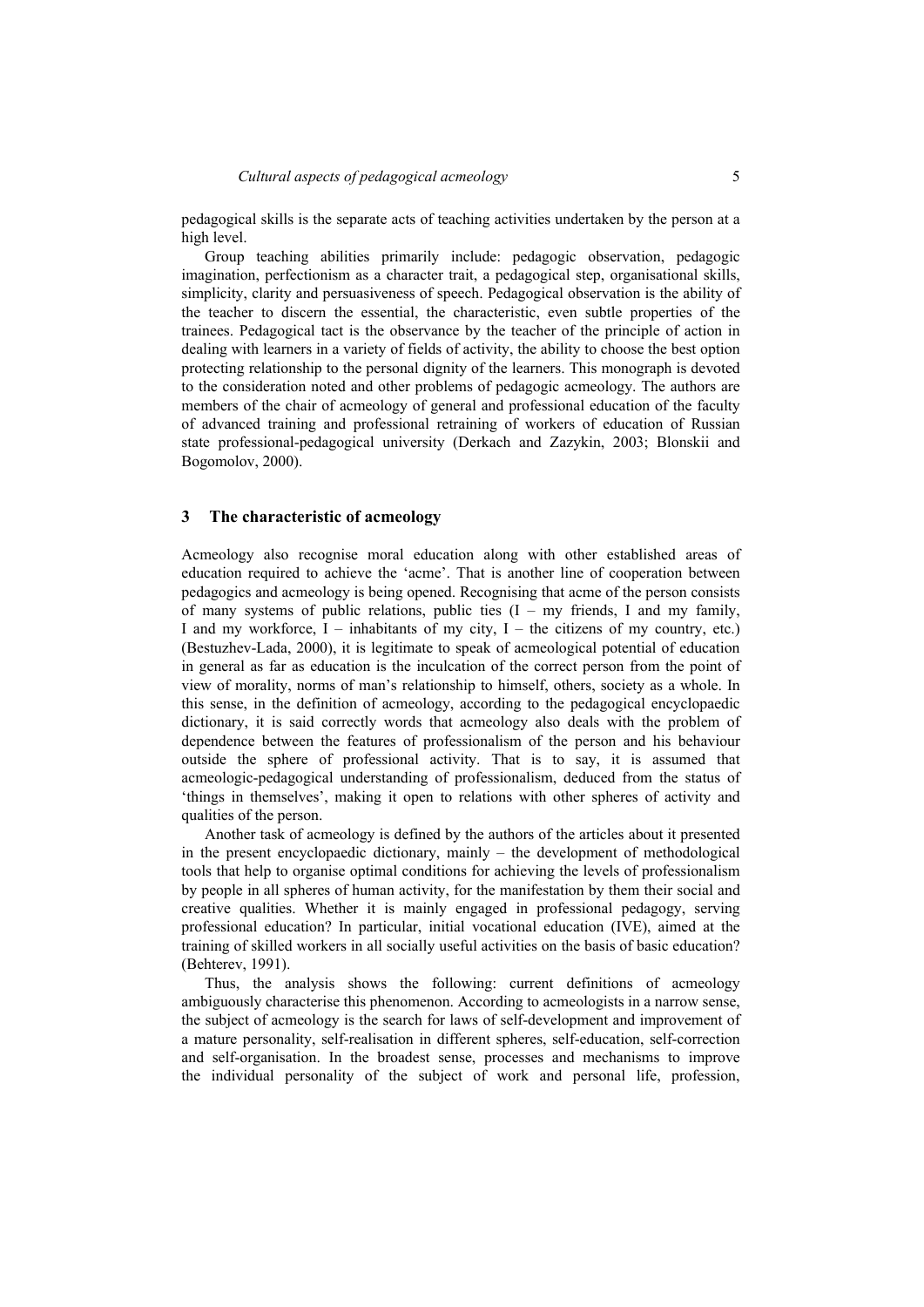pedagogical skills is the separate acts of teaching activities undertaken by the person at a high level.

Group teaching abilities primarily include: pedagogic observation, pedagogic imagination, perfectionism as a character trait, a pedagogical step, organisational skills, simplicity, clarity and persuasiveness of speech. Pedagogical observation is the ability of the teacher to discern the essential, the characteristic, even subtle properties of the trainees. Pedagogical tact is the observance by the teacher of the principle of action in dealing with learners in a variety of fields of activity, the ability to choose the best option protecting relationship to the personal dignity of the learners. This monograph is devoted to the consideration noted and other problems of pedagogic acmeology. The authors are members of the chair of acmeology of general and professional education of the faculty of advanced training and professional retraining of workers of education of Russian state professional-pedagogical university (Derkach and Zazykin, 2003; Blonskii and Bogomolov, 2000).

## 3 The characteristic of acmeology

Acmeology also recognise moral education along with other established areas of education required to achieve the 'acme'. That is another line of cooperation between pedagogics and acmeology is being opened. Recognising that acme of the person consists of many systems of public relations, public ties (I – my friends, I and my family, I and my workforce, I – inhabitants of my city, I – the citizens of my country, etc.) (Bestuzhev-Lada, 2000), it is legitimate to speak of acmeological potential of education in general as far as education is the inculcation of the correct person from the point of view of morality, norms of man's relationship to himself, others, society as a whole. In this sense, in the definition of acmeology, according to the pedagogical encyclopaedic dictionary, it is said correctly words that acmeology also deals with the problem of dependence between the features of professionalism of the person and his behaviour outside the sphere of professional activity. That is to say, it is assumed that acmeologic-pedagogical understanding of professionalism, deduced from the status of 'things in themselves', making it open to relations with other spheres of activity and qualities of the person.

Another task of acmeology is defined by the authors of the articles about it presented in the present encyclopaedic dictionary, mainly – the development of methodological tools that help to organise optimal conditions for achieving the levels of professionalism by people in all spheres of human activity, for the manifestation by them their social and creative qualities. Whether it is mainly engaged in professional pedagogy, serving professional education? In particular, initial vocational education (IVE), aimed at the training of skilled workers in all socially useful activities on the basis of basic education? (Behterev, 1991).

Thus, the analysis shows the following: current definitions of acmeology ambiguously characterise this phenomenon. According to acmeologists in a narrow sense, the subject of acmeology is the search for laws of self-development and improvement of a mature personality, self-realisation in different spheres, self-education, self-correction and self-organisation. In the broadest sense, processes and mechanisms to improve the individual personality of the subject of work and personal life, profession,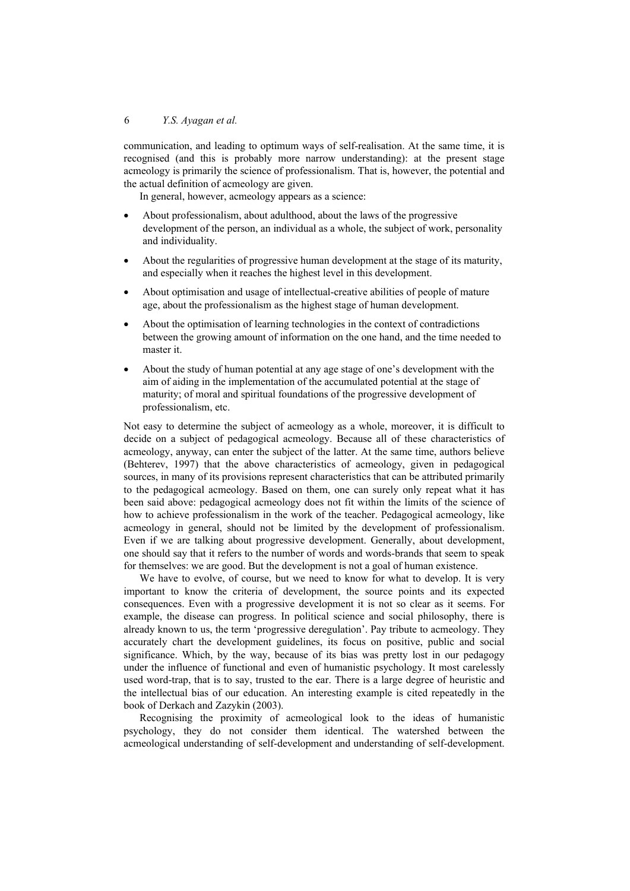communication, and leading to optimum ways of self-realisation. At the same time, it is recognised (and this is probably more narrow understanding): at the present stage acmeology is primarily the science of professionalism. That is, however, the potential and the actual definition of acmeology are given.

In general, however, acmeology appears as a science:

- About professionalism, about adulthood, about the laws of the progressive development of the person, an individual as a whole, the subject of work, personality and individuality.
- About the regularities of progressive human development at the stage of its maturity, and especially when it reaches the highest level in this development.
- About optimisation and usage of intellectual-creative abilities of people of mature age, about the professionalism as the highest stage of human development.
- About the optimisation of learning technologies in the context of contradictions between the growing amount of information on the one hand, and the time needed to master it.
- About the study of human potential at any age stage of one's development with the aim of aiding in the implementation of the accumulated potential at the stage of maturity; of moral and spiritual foundations of the progressive development of professionalism, etc.

Not easy to determine the subject of acmeology as a whole, moreover, it is difficult to decide on a subject of pedagogical acmeology. Because all of these characteristics of acmeology, anyway, can enter the subject of the latter. At the same time, authors believe (Behterev, 1997) that the above characteristics of acmeology, given in pedagogical sources, in many of its provisions represent characteristics that can be attributed primarily to the pedagogical acmeology. Based on them, one can surely only repeat what it has been said above: pedagogical acmeology does not fit within the limits of the science of how to achieve professionalism in the work of the teacher. Pedagogical acmeology, like acmeology in general, should not be limited by the development of professionalism. Even if we are talking about progressive development. Generally, about development, one should say that it refers to the number of words and words-brands that seem to speak for themselves: we are good. But the development is not a goal of human existence.

We have to evolve, of course, but we need to know for what to develop. It is very important to know the criteria of development, the source points and its expected consequences. Even with a progressive development it is not so clear as it seems. For example, the disease can progress. In political science and social philosophy, there is already known to us, the term 'progressive deregulation'. Pay tribute to acmeology. They accurately chart the development guidelines, its focus on positive, public and social significance. Which, by the way, because of its bias was pretty lost in our pedagogy under the influence of functional and even of humanistic psychology. It most carelessly used word-trap, that is to say, trusted to the ear. There is a large degree of heuristic and the intellectual bias of our education. An interesting example is cited repeatedly in the book of Derkach and Zazykin (2003).

Recognising the proximity of acmeological look to the ideas of humanistic psychology, they do not consider them identical. The watershed between the acmeological understanding of self-development and understanding of self-development.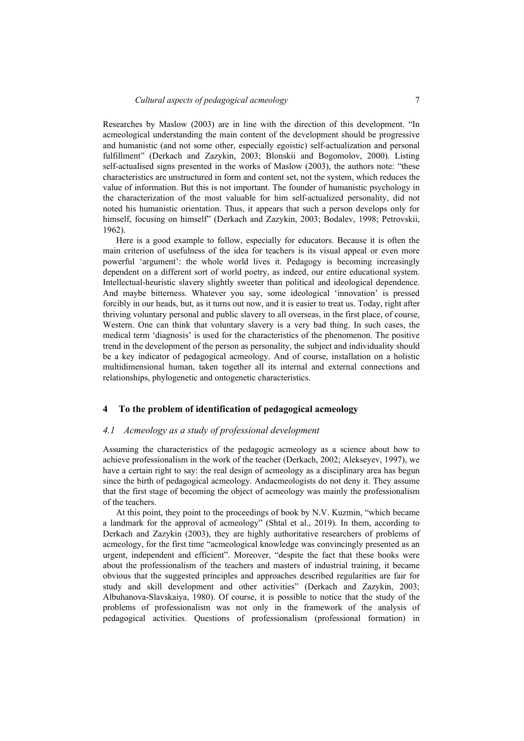Researches by Maslow (2003) are in line with the direction of this development. “In acmeological understanding the main content of the development should be progressive and humanistic (and not some other, especially egoistic) self-actualization and personal fulfillment” (Derkach and Zazykin, 2003; Blonskii and Bogomolov, 2000). Listing self-actualised signs presented in the works of Maslow (2003), the authors note: “these characteristics are unstructured in form and content set, not the system, which reduces the value of information. But this is not important. The founder of humanistic psychology in the characterization of the most valuable for him self-actualized personality, did not noted his humanistic orientation. Thus, it appears that such a person develops only for himself, focusing on himself” (Derkach and Zazykin, 2003; Bodalev, 1998; Petrovskii, 1962).

Here is a good example to follow, especially for educators. Because it is often the main criterion of usefulness of the idea for teachers is its visual appeal or even more powerful ‘argument’: the whole world lives it. Pedagogy is becoming increasingly dependent on a different sort of world poetry, as indeed, our entire educational system. Intellectual-heuristic slavery slightly sweeter than political and ideological dependence. And maybe bitterness. Whatever you say, some ideological ‘innovation’ is pressed forcibly in our heads, but, as it turns out now, and it is easier to treat us. Today, right after thriving voluntary personal and public slavery to all overseas, in the first place, of course, Western. One can think that voluntary slavery is a very bad thing. In such cases, the medical term ‘diagnosis’ is used for the characteristics of the phenomenon. The positive trend in the development of the person as personality, the subject and individuality should be a key indicator of pedagogical acmeology. And of course, installation on a holistic multidimensional human, taken together all its internal and external connections and relationships, phylogenetic and ontogenetic characteristics.

## 4 To the problem of identification of pedagogical acmeology

### *4.1 Acmeology as a study of professional development*

Assuming the characteristics of the pedagogic acmeology as a science about how to achieve professionalism in the work of the teacher (Derkach, 2002; Alekseyev, 1997), we have a certain right to say: the real design of acmeology as a disciplinary area has begun since the birth of pedagogical acmeology. Andacmeologists do not deny it. They assume that the first stage of becoming the object of acmeology was mainly the professionalism of the teachers.

At this point, they point to the proceedings of book by N.V. Kuzmin, “which became a landmark for the approval of acmeology” (Shtal et al., 2019). In them, according to Derkach and Zazykin (2003), they are highly authoritative researchers of problems of acmeology, for the first time “acmeological knowledge was convincingly presented as an urgent, independent and efficient”. Moreover, “despite the fact that these books were about the professionalism of the teachers and masters of industrial training, it became obvious that the suggested principles and approaches described regularities are fair for study and skill development and other activities” (Derkach and Zazykin, 2003; Albuhanova-Slavskaiya, 1980). Of course, it is possible to notice that the study of the problems of professionalism was not only in the framework of the analysis of pedagogical activities. Questions of professionalism (professional formation) in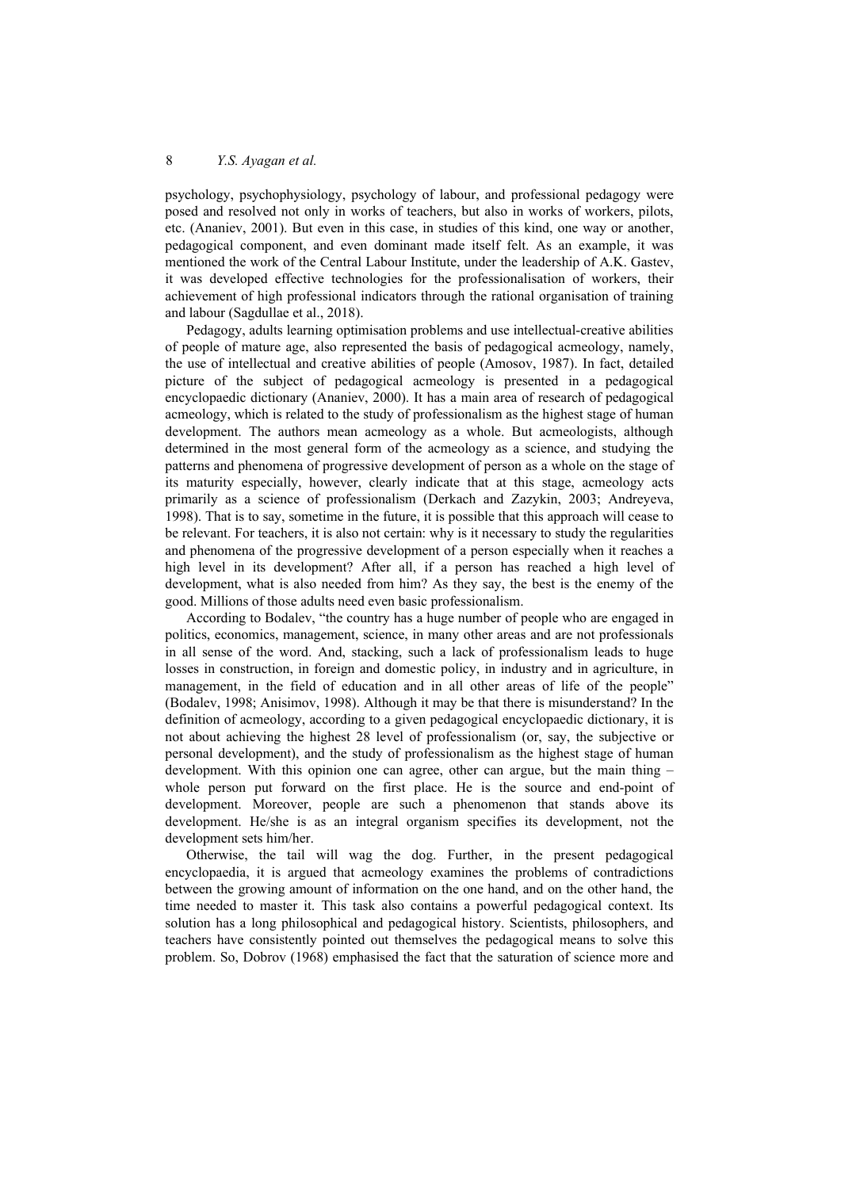psychology, psychophysiology, psychology of labour, and professional pedagogy were posed and resolved not only in works of teachers, but also in works of workers, pilots, etc. (Ananiev, 2001). But even in this case, in studies of this kind, one way or another, pedagogical component, and even dominant made itself felt. As an example, it was mentioned the work of the Central Labour Institute, under the leadership of A.K. Gastev, it was developed effective technologies for the professionalisation of workers, their achievement of high professional indicators through the rational organisation of training and labour (Sagdullae et al., 2018).

Pedagogy, adults learning optimisation problems and use intellectual-creative abilities of people of mature age, also represented the basis of pedagogical acmeology, namely, the use of intellectual and creative abilities of people (Amosov, 1987). In fact, detailed picture of the subject of pedagogical acmeology is presented in a pedagogical encyclopaedic dictionary (Ananiev, 2000). It has a main area of research of pedagogical acmeology, which is related to the study of professionalism as the highest stage of human development. The authors mean acmeology as a whole. But acmeologists, although determined in the most general form of the acmeology as a science, and studying the patterns and phenomena of progressive development of person as a whole on the stage of its maturity especially, however, clearly indicate that at this stage, acmeology acts primarily as a science of professionalism (Derkach and Zazykin, 2003; Andreyeva, 1998). That is to say, sometime in the future, it is possible that this approach will cease to be relevant. For teachers, it is also not certain: why is it necessary to study the regularities and phenomena of the progressive development of a person especially when it reaches a high level in its development? After all, if a person has reached a high level of development, what is also needed from him? As they say, the best is the enemy of the good. Millions of those adults need even basic professionalism.

According to Bodalev, "the country has a huge number of people who are engaged in politics, economics, management, science, in many other areas and are not professionals in all sense of the word. And, stacking, such a lack of professionalism leads to huge losses in construction, in foreign and domestic policy, in industry and in agriculture, in management, in the field of education and in all other areas of life of the people" (Bodalev, 1998; Anisimov, 1998). Although it may be that there is misunderstand? In the definition of acmeology, according to a given pedagogical encyclopaedic dictionary, it is not about achieving the highest 28 level of professionalism (or, say, the subjective or personal development), and the study of professionalism as the highest stage of human development. With this opinion one can agree, other can argue, but the main thing – whole person put forward on the first place. He is the source and end-point of development. Moreover, people are such a phenomenon that stands above its development. He/she is as an integral organism specifies its development, not the development sets him/her.

Otherwise, the tail will wag the dog. Further, in the present pedagogical encyclopaedia, it is argued that acmeology examines the problems of contradictions between the growing amount of information on the one hand, and on the other hand, the time needed to master it. This task also contains a powerful pedagogical context. Its solution has a long philosophical and pedagogical history. Scientists, philosophers, and teachers have consistently pointed out themselves the pedagogical means to solve this problem. So, Dobrov (1968) emphasised the fact that the saturation of science more and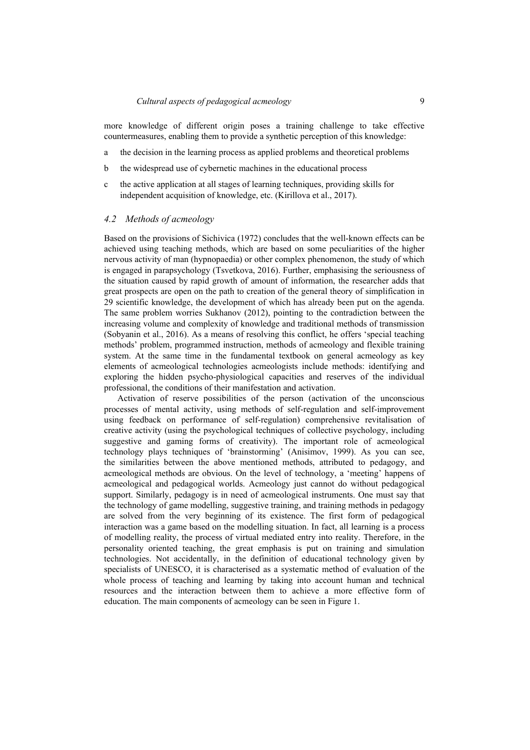more knowledge of different origin poses a training challenge to take effective countermeasures, enabling them to provide a synthetic perception of this knowledge:

a. the decision in the learning process as applied problems and theoretical problems
b. the widespread use of cybernetic machines in the educational process
c. the active application at all stages of learning techniques, providing skills for independent acquisition of knowledge, etc. (Kirillova et al., 2017).

### *4.2 Methods of acmeology*

Based on the provisions of Sichivica (1972) concludes that the well-known effects can be achieved using teaching methods, which are based on some peculiarities of the higher nervous activity of man (hypnopaedia) or other complex phenomenon, the study of which is engaged in parapsychology (Tsvetkova, 2016). Further, emphasising the seriousness of the situation caused by rapid growth of amount of information, the researcher adds that great prospects are open on the path to creation of the general theory of simplification in 29 scientific knowledge, the development of which has already been put on the agenda. The same problem worries Sukhanov (2012), pointing to the contradiction between the increasing volume and complexity of knowledge and traditional methods of transmission (Sobyanin et al., 2016). As a means of resolving this conflict, he offers 'special teaching methods' problem, programmed instruction, methods of acmeology and flexible training system. At the same time in the fundamental textbook on general acmeology as key elements of acmeological technologies acmeologists include methods: identifying and exploring the hidden psycho-physiological capacities and reserves of the individual professional, the conditions of their manifestation and activation.

Activation of reserve possibilities of the person (activation of the unconscious processes of mental activity, using methods of self-regulation and self-improvement using feedback on performance of self-regulation) comprehensive revitalisation of creative activity (using the psychological techniques of collective psychology, including suggestive and gaming forms of creativity). The important role of acmeological technology plays techniques of 'brainstorming' (Anisimov, 1999). As you can see, the similarities between the above mentioned methods, attributed to pedagogy, and acmeological methods are obvious. On the level of technology, a 'meeting' happens of acmeological and pedagogical worlds. Acmeology just cannot do without pedagogical support. Similarly, pedagogy is in need of acmeological instruments. One must say that the technology of game modelling, suggestive training, and training methods in pedagogy are solved from the very beginning of its existence. The first form of pedagogical interaction was a game based on the modelling situation. In fact, all learning is a process of modelling reality, the process of virtual mediated entry into reality. Therefore, in the personality oriented teaching, the great emphasis is put on training and simulation technologies. Not accidentally, in the definition of educational technology given by specialists of UNESCO, it is characterised as a systematic method of evaluation of the whole process of teaching and learning by taking into account human and technical resources and the interaction between them to achieve a more effective form of education. The main components of acmeology can be seen in Figure 1.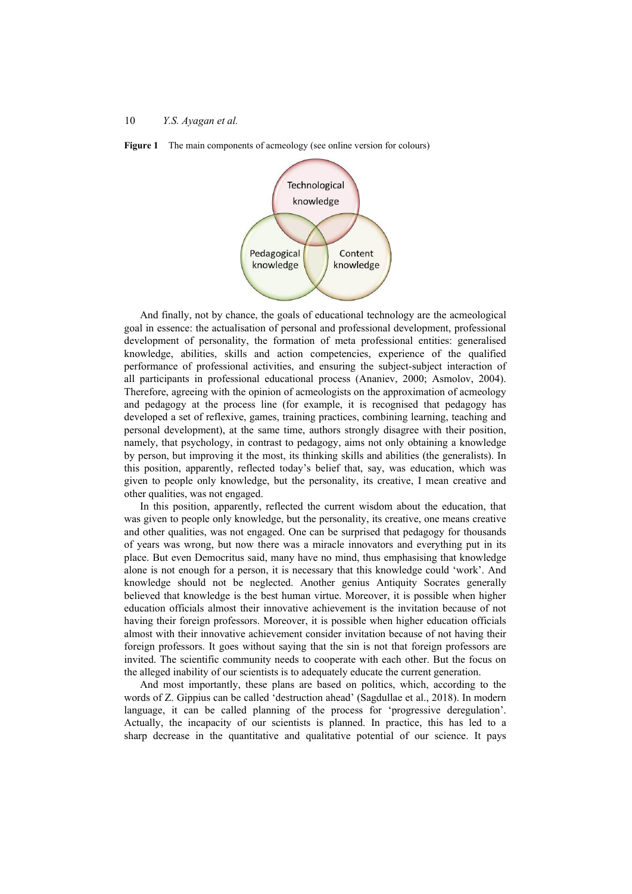**Figure 1** The main components of acmeology (see online version for colours)

Technological knowledge

Pedagogical knowledge

Content knowledge

And finally, not by chance, the goals of educational technology are the acmeological goal in essence: the actualisation of personal and professional development, professional development of personality, the formation of meta professional entities: generalised knowledge, abilities, skills and action competencies, experience of the qualified performance of professional activities, and ensuring the subject-subject interaction of all participants in professional educational process (Ananiev, 2000; Asmolov, 2004). Therefore, agreeing with the opinion of acmeologists on the approximation of acmeology and pedagogy at the process line (for example, it is recognised that pedagogy has developed a set of reflexive, games, training practices, combining learning, teaching and personal development), at the same time, authors strongly disagree with their position, namely, that psychology, in contrast to pedagogy, aims not only obtaining a knowledge by person, but improving it the most, its thinking skills and abilities (the generalists). In this position, apparently, reflected today's belief that, say, was education, which was given to people only knowledge, but the personality, its creative, I mean creative and other qualities, was not engaged.

In this position, apparently, reflected the current wisdom about the education, that was given to people only knowledge, but the personality, its creative, one means creative and other qualities, was not engaged. One can be surprised that pedagogy for thousands of years was wrong, but now there was a miracle innovators and everything put in its place. But even Democritus said, many have no mind, thus emphasising that knowledge alone is not enough for a person, it is necessary that this knowledge could 'work'. And knowledge should not be neglected. Another genius Antiquity Socrates generally believed that knowledge is the best human virtue. Moreover, it is possible when higher education officials almost their innovative achievement is the invitation because of not having their foreign professors. Moreover, it is possible when higher education officials almost with their innovative achievement consider invitation because of not having their foreign professors. It goes without saying that the sin is not that foreign professors are invited. The scientific community needs to cooperate with each other. But the focus on the alleged inability of our scientists is to adequately educate the current generation.

And most importantly, these plans are based on politics, which, according to the words of Z. Gippius can be called 'destruction ahead' (Sagdullae et al., 2018). In modern language, it can be called planning of the process for 'progressive deregulation'. Actually, the incapacity of our scientists is planned. In practice, this has led to a sharp decrease in the quantitative and qualitative potential of our science. It pays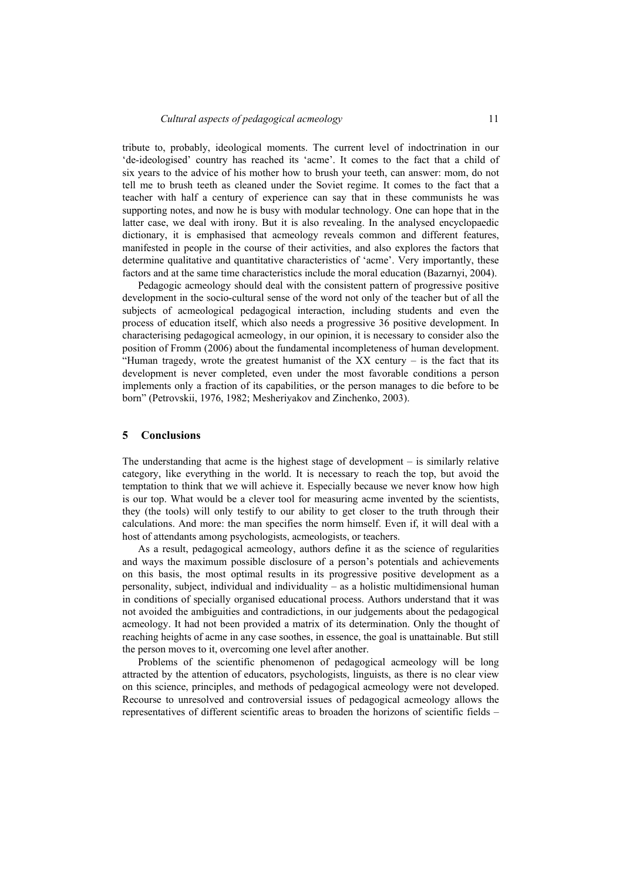tribute to, probably, ideological moments. The current level of indoctrination in our 'de-ideologised' country has reached its 'acme'. It comes to the fact that a child of six years to the advice of his mother how to brush your teeth, can answer: mom, do not tell me to brush teeth as cleaned under the Soviet regime. It comes to the fact that a teacher with half a century of experience can say that in these communists he was supporting notes, and now he is busy with modular technology. One can hope that in the latter case, we deal with irony. But it is also revealing. In the analysed encyclopaedic dictionary, it is emphasised that acmeology reveals common and different features, manifested in people in the course of their activities, and also explores the factors that determine qualitative and quantitative characteristics of 'acme'. Very importantly, these factors and at the same time characteristics include the moral education (Bazarnyi, 2004).

Pedagogic acmeology should deal with the consistent pattern of progressive positive development in the socio-cultural sense of the word not only of the teacher but of all the subjects of acmeological pedagogical interaction, including students and even the process of education itself, which also needs a progressive 36 positive development. In characterising pedagogical acmeology, in our opinion, it is necessary to consider also the position of Fromm (2006) about the fundamental incompleteness of human development. "Human tragedy, wrote the greatest humanist of the XX century – is the fact that its development is never completed, even under the most favorable conditions a person implements only a fraction of its capabilities, or the person manages to die before to be born" (Petrovskii, 1976, 1982; Mesheriyakov and Zinchenko, 2003).

## 5 Conclusions

The understanding that acme is the highest stage of development – is similarly relative category, like everything in the world. It is necessary to reach the top, but avoid the temptation to think that we will achieve it. Especially because we never know how high is our top. What would be a clever tool for measuring acme invented by the scientists, they (the tools) will only testify to our ability to get closer to the truth through their calculations. And more: the man specifies the norm himself. Even if, it will deal with a host of attendants among psychologists, acmeologists, or teachers.

As a result, pedagogical acmeology, authors define it as the science of regularities and ways the maximum possible disclosure of a person's potentials and achievements on this basis, the most optimal results in its progressive positive development as a personality, subject, individual and individuality – as a holistic multidimensional human in conditions of specially organised educational process. Authors understand that it was not avoided the ambiguities and contradictions, in our judgements about the pedagogical acmeology. It had not been provided a matrix of its determination. Only the thought of reaching heights of acme in any case soothes, in essence, the goal is unattainable. But still the person moves to it, overcoming one level after another.

Problems of the scientific phenomenon of pedagogical acmeology will be long attracted by the attention of educators, psychologists, linguists, as there is no clear view on this science, principles, and methods of pedagogical acmeology were not developed. Recourse to unresolved and controversial issues of pedagogical acmeology allows the representatives of different scientific areas to broaden the horizons of scientific fields –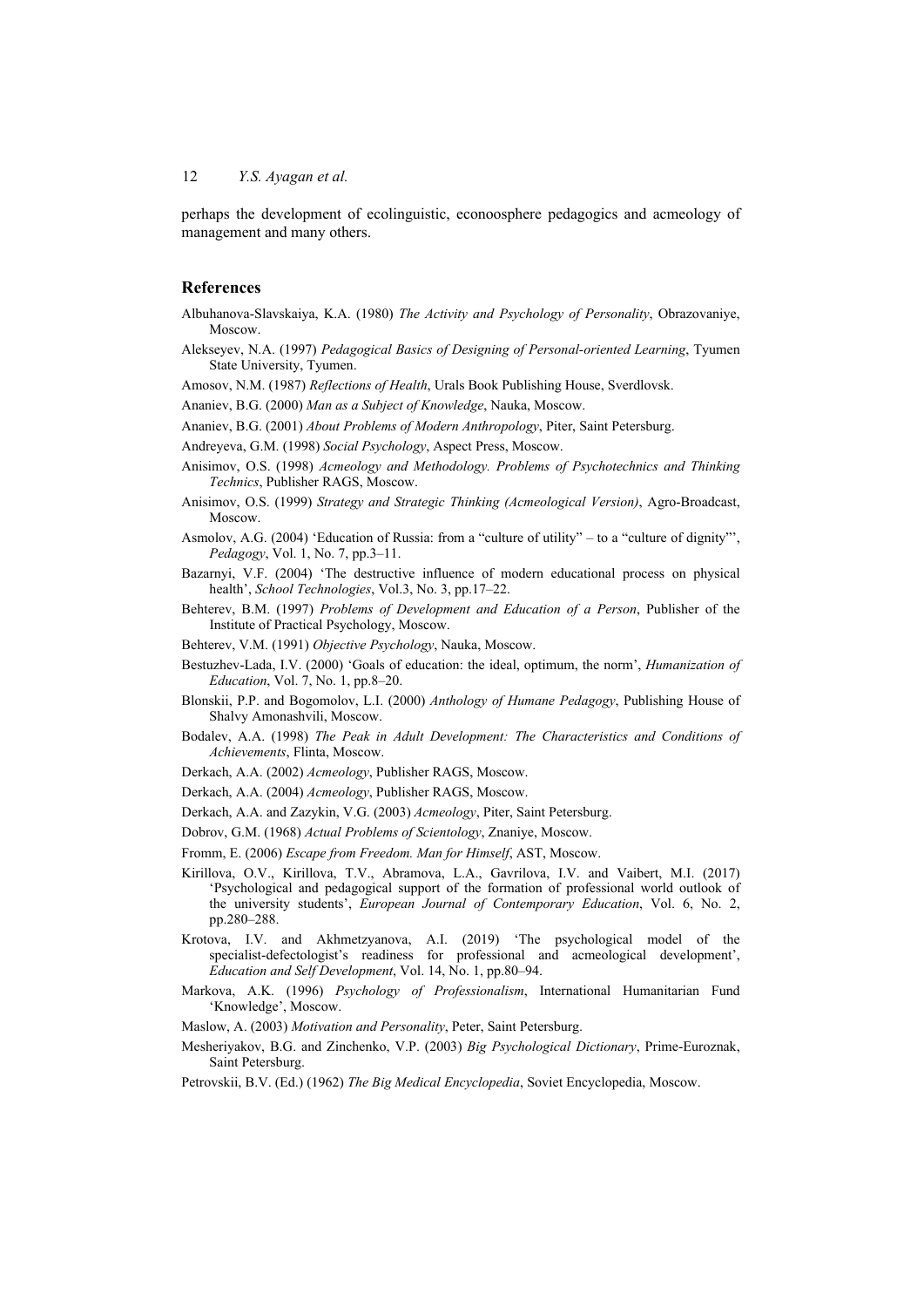perhaps the development of ecolinguistic, econoosphere pedagogics and acmeology of management and many others.

## References

Albuhanova-Slavskaiya, K.A. (1980) *The Activity and Psychology of Personality*, Obrazovaniye, Moscow.

Alekseyev, N.A. (1997) *Pedagogical Basics of Designing of Personal-oriented Learning*, Tyumen State University, Tyumen.

Amosov, N.M. (1987) *Reflections of Health*, Urals Book Publishing House, Sverdlovsk.

Ananiev, B.G. (2000) *Man as a Subject of Knowledge*, Nauka, Moscow.

Ananiev, B.G. (2001) *About Problems of Modern Anthropology*, Piter, Saint Petersburg.

Andreyeva, G.M. (1998) *Social Psychology*, Aspect Press, Moscow.

Anisimov, O.S. (1998) *Acmeology and Methodology. Problems of Psychotechnics and Thinking Technics*, Publisher RAGS, Moscow.

Anisimov, O.S. (1999) *Strategy and Strategic Thinking (Acmeological Version)*, Agro-Broadcast, Moscow.

Asmolov, A.G. (2004) 'Education of Russia: from a "culture of utility" – to a "culture of dignity"', *Pedagogy*, Vol. 1, No. 7, pp.3–11.

Bazarnyi, V.F. (2004) 'The destructive influence of modern educational process on physical health', *School Technologies*, Vol.3, No. 3, pp.17–22.

Behterev, B.M. (1997) *Problems of Development and Education of a Person*, Publisher of the Institute of Practical Psychology, Moscow.

Behterev, V.M. (1991) *Objective Psychology*, Nauka, Moscow.

Bestuzhev-Lada, I.V. (2000) 'Goals of education: the ideal, optimum, the norm', *Humanization of Education*, Vol. 7, No. 1, pp.8–20.

Blonskii, P.P. and Bogomolov, L.I. (2000) *Anthology of Humane Pedagogy*, Publishing House of Shalvy Amonashvili, Moscow.

Bodalev, A.A. (1998) *The Peak in Adult Development: The Characteristics and Conditions of Achievements*, Flinta, Moscow.

Derkach, A.A. (2002) *Acmeology*, Publisher RAGS, Moscow.

Derkach, A.A. (2004) *Acmeology*, Publisher RAGS, Moscow.

Derkach, A.A. and Zazykin, V.G. (2003) *Acmeology*, Piter, Saint Petersburg.

Dobrov, G.M. (1968) *Actual Problems of Scientology*, Znaniye, Moscow.

Fromm, E. (2006) *Escape from Freedom. Man for Himself*, AST, Moscow.

Kirillova, O.V., Kirillova, T.V., Abramova, L.A., Gavrilova, I.V. and Vaibert, M.I. (2017) 'Psychological and pedagogical support of the formation of professional world outlook of the university students', *European Journal of Contemporary Education*, Vol. 6, No. 2, pp.280–288.

Krotova, I.V. and Akhmetzyanova, A.I. (2019) 'The psychological model of the specialist-defectologist's readiness for professional and acmeological development', *Education and Self Development*, Vol. 14, No. 1, pp.80–94.

Markova, A.K. (1996) *Psychology of Professionalism*, International Humanitarian Fund 'Knowledge', Moscow.

Maslow, A. (2003) *Motivation and Personality*, Peter, Saint Petersburg.

Mesheriyakov, B.G. and Zinchenko, V.P. (2003) *Big Psychological Dictionary*, Prime-Euroznak, Saint Petersburg.

Petrovskii, B.V. (Ed.) (1962) *The Big Medical Encyclopedia*, Soviet Encyclopedia, Moscow.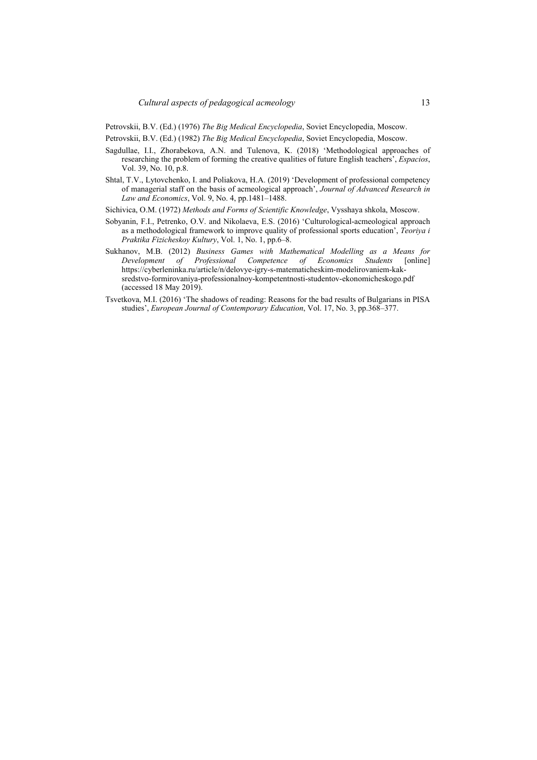Petrovskii, B.V. (Ed.) (1976) *The Big Medical Encyclopedia*, Soviet Encyclopedia, Moscow.

Petrovskii, B.V. (Ed.) (1982) *The Big Medical Encyclopedia*, Soviet Encyclopedia, Moscow.

Sagdullae, I.I., Zhorabekova, A.N. and Tulenova, K. (2018) 'Methodological approaches of researching the problem of forming the creative qualities of future English teachers', *Espacios*, Vol. 39, No. 10, p.8.

Shtal, T.V., Lytovchenko, I. and Poliakova, H.A. (2019) 'Development of professional competency of managerial staff on the basis of acmeological approach', *Journal of Advanced Research in Law and Economics*, Vol. 9, No. 4, pp.1481–1488.

Sichivica, O.M. (1972) *Methods and Forms of Scientific Knowledge*, Vysshaya shkola, Moscow.

Sobyanin, F.I., Petrenko, O.V. and Nikolaeva, E.S. (2016) 'Culturological-acmeological approach as a methodological framework to improve quality of professional sports education', *Teoriya i Praktika Fizicheskoy Kultury*, Vol. 1, No. 1, pp.6–8.

Sukhanov, M.B. (2012) *Business Games with Mathematical Modelling as a Means for Development of Professional Competence of Economics Students* [online] https://cyberleninka.ru/article/n/delovye-igry-s-matematicheskim-modelirovaniem-kak-sredstvo-formirovaniya-professionalnoy-kompetentnosti-studentov-ekonomicheskogo.pdf (accessed 18 May 2019).

Tsvetkova, M.I. (2016) 'The shadows of reading: Reasons for the bad results of Bulgarians in PISA studies', *European Journal of Contemporary Education*, Vol. 17, No. 3, pp.368–377.